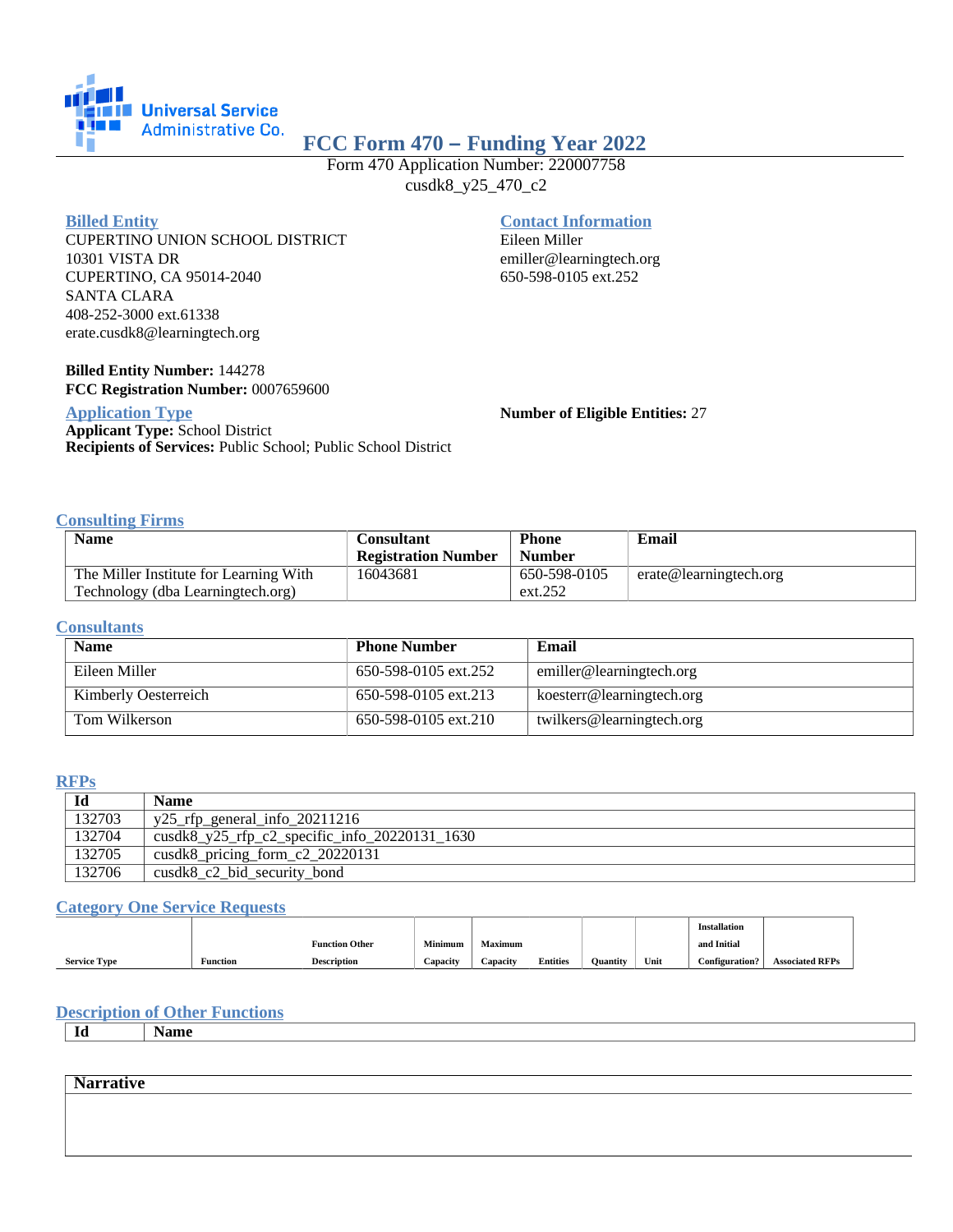Universal Service Administrative Co.

# FCC Form 470 – Funding Year 2022

Form 470 Application Number: 220007758
cusdk8_y25_470_c2

## Billed Entity

CUPERTINO UNION SCHOOL DISTRICT
10301 VISTA DR
CUPERTINO, CA 95014-2040
SANTA CLARA
408-252-3000 ext.61338
erate.cusdk8@learningtech.org

## Contact Information

Eileen Miller
emiller@learningtech.org
650-598-0105 ext.252

**Billed Entity Number:** 144278
**FCC Registration Number:** 0007659600

## Application Type

**Applicant Type:** School District
**Recipients of Services:** Public School; Public School District

**Number of Eligible Entities:** 27

## Consulting Firms

| Name | Consultant Registration Number | Phone Number | Email |
|---|---|---|---|
| The Miller Institute for Learning With Technology (dba Learningtech.org) | 16043681 | 650-598-0105 ext.252 | erate@learningtech.org |

## Consultants

| Name | Phone Number | Email |
|---|---|---|
| Eileen Miller | 650-598-0105 ext.252 | emiller@learningtech.org |
| Kimberly Oesterreich | 650-598-0105 ext.213 | koesterr@learningtech.org |
| Tom Wilkerson | 650-598-0105 ext.210 | twilkers@learningtech.org |

## RFPs

| Id | Name |
|---|---|
| 132703 | y25_rfp_general_info_20211216 |
| 132704 | cusdk8_y25_rfp_c2_specific_info_20220131_1630 |
| 132705 | cusdk8_pricing_form_c2_20220131 |
| 132706 | cusdk8_c2_bid_security_bond |

## Category One Service Requests

| Service Type | Function | Function Other Description | Minimum Capacity | Maximum Capacity | Entities | Quantity | Unit | Installation and Initial Configuration? | Associated RFPs |
|---|---|---|---|---|---|---|---|---|---|

## Description of Other Functions

| Id | Name |
|---|---|

| Narrative |
|---|
| |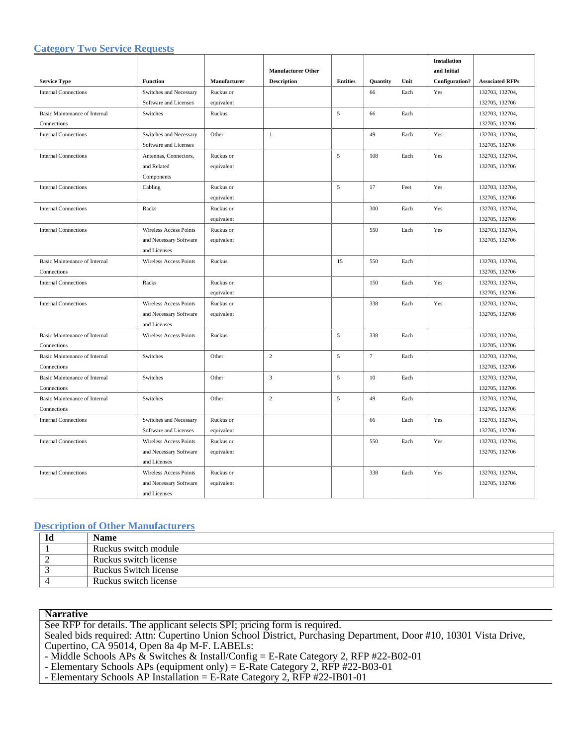## Category Two Service Requests

| Service Type | Function | Manufacturer | Manufacturer Other Description | Entities | Quantity | Unit | Installation and Initial Configuration? | Associated RFPs |
|---|---|---|---|---|---|---|---|---|
| Internal Connections | Switches and Necessary Software and Licenses | Ruckus or equivalent | | | 66 | Each | Yes | 132703, 132704, 132705, 132706 |
| Basic Maintenance of Internal Connections | Switches | Ruckus | | 5 | 66 | Each | | 132703, 132704, 132705, 132706 |
| Internal Connections | Switches and Necessary Software and Licenses | Other | 1 | | 49 | Each | Yes | 132703, 132704, 132705, 132706 |
| Internal Connections | Antennas, Connectors, and Related Components | Ruckus or equivalent | | 5 | 108 | Each | Yes | 132703, 132704, 132705, 132706 |
| Internal Connections | Cabling | Ruckus or equivalent | | 5 | 17 | Feet | Yes | 132703, 132704, 132705, 132706 |
| Internal Connections | Racks | Ruckus or equivalent | | | 300 | Each | Yes | 132703, 132704, 132705, 132706 |
| Internal Connections | Wireless Access Points and Necessary Software and Licenses | Ruckus or equivalent | | | 550 | Each | Yes | 132703, 132704, 132705, 132706 |
| Basic Maintenance of Internal Connections | Wireless Access Points | Ruckus | | 15 | 550 | Each | | 132703, 132704, 132705, 132706 |
| Internal Connections | Racks | Ruckus or equivalent | | | 150 | Each | Yes | 132703, 132704, 132705, 132706 |
| Internal Connections | Wireless Access Points and Necessary Software and Licenses | Ruckus or equivalent | | | 338 | Each | Yes | 132703, 132704, 132705, 132706 |
| Basic Maintenance of Internal Connections | Wireless Access Points | Ruckus | | 5 | 338 | Each | | 132703, 132704, 132705, 132706 |
| Basic Maintenance of Internal Connections | Switches | Other | 2 | 5 | 7 | Each | | 132703, 132704, 132705, 132706 |
| Basic Maintenance of Internal Connections | Switches | Other | 3 | 5 | 10 | Each | | 132703, 132704, 132705, 132706 |
| Basic Maintenance of Internal Connections | Switches | Other | 2 | 5 | 49 | Each | | 132703, 132704, 132705, 132706 |
| Internal Connections | Switches and Necessary Software and Licenses | Ruckus or equivalent | | | 66 | Each | Yes | 132703, 132704, 132705, 132706 |
| Internal Connections | Wireless Access Points and Necessary Software and Licenses | Ruckus or equivalent | | | 550 | Each | Yes | 132703, 132704, 132705, 132706 |
| Internal Connections | Wireless Access Points and Necessary Software and Licenses | Ruckus or equivalent | | | 338 | Each | Yes | 132703, 132704, 132705, 132706 |

## Description of Other Manufacturers

| Id | Name |
|---|---|
| 1 | Ruckus switch module |
| 2 | Ruckus switch license |
| 3 | Ruckus Switch license |
| 4 | Ruckus switch license |

**Narrative**

See RFP for details. The applicant selects SPI; pricing form is required.
Sealed bids required: Attn: Cupertino Union School District, Purchasing Department, Door #10, 10301 Vista Drive, Cupertino, CA 95014, Open 8a 4p M-F. LABELs:
- Middle Schools APs & Switches & Install/Config = E-Rate Category 2, RFP #22-B02-01
- Elementary Schools APs (equipment only) = E-Rate Category 2, RFP #22-B03-01
- Elementary Schools AP Installation = E-Rate Category 2, RFP #22-IB01-01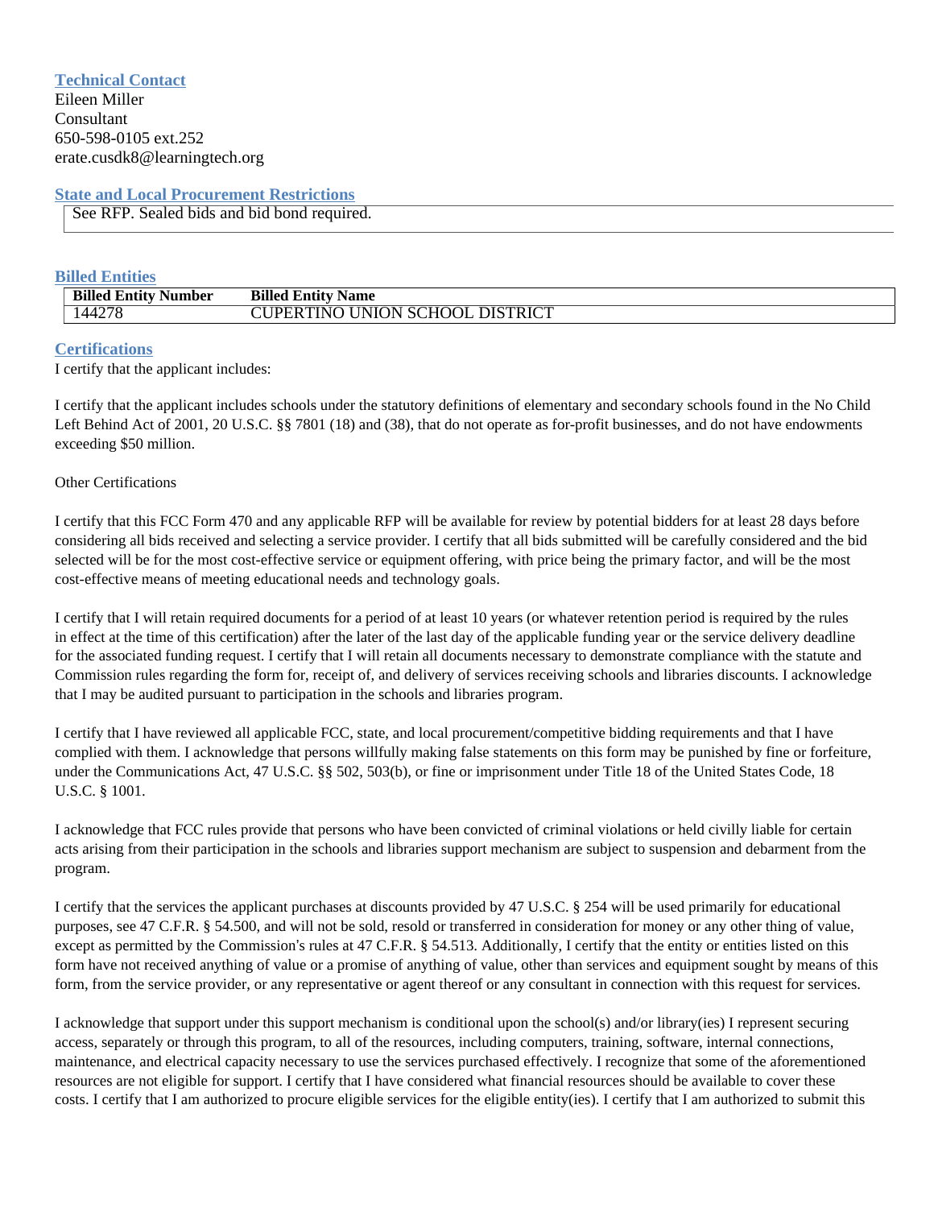### Technical Contact

Eileen Miller
Consultant
650-598-0105 ext.252
erate.cusdk8@learningtech.org

### State and Local Procurement Restrictions

See RFP. Sealed bids and bid bond required.

### Billed Entities

| Billed Entity Number | Billed Entity Name |
|---|---|
| 144278 | CUPERTINO UNION SCHOOL DISTRICT |

### Certifications

I certify that the applicant includes:

I certify that the applicant includes schools under the statutory definitions of elementary and secondary schools found in the No Child Left Behind Act of 2001, 20 U.S.C. §§ 7801 (18) and (38), that do not operate as for-profit businesses, and do not have endowments exceeding $50 million.

Other Certifications

I certify that this FCC Form 470 and any applicable RFP will be available for review by potential bidders for at least 28 days before considering all bids received and selecting a service provider. I certify that all bids submitted will be carefully considered and the bid selected will be for the most cost-effective service or equipment offering, with price being the primary factor, and will be the most cost-effective means of meeting educational needs and technology goals.

I certify that I will retain required documents for a period of at least 10 years (or whatever retention period is required by the rules in effect at the time of this certification) after the later of the last day of the applicable funding year or the service delivery deadline for the associated funding request. I certify that I will retain all documents necessary to demonstrate compliance with the statute and Commission rules regarding the form for, receipt of, and delivery of services receiving schools and libraries discounts. I acknowledge that I may be audited pursuant to participation in the schools and libraries program.

I certify that I have reviewed all applicable FCC, state, and local procurement/competitive bidding requirements and that I have complied with them. I acknowledge that persons willfully making false statements on this form may be punished by fine or forfeiture, under the Communications Act, 47 U.S.C. §§ 502, 503(b), or fine or imprisonment under Title 18 of the United States Code, 18 U.S.C. § 1001.

I acknowledge that FCC rules provide that persons who have been convicted of criminal violations or held civilly liable for certain acts arising from their participation in the schools and libraries support mechanism are subject to suspension and debarment from the program.

I certify that the services the applicant purchases at discounts provided by 47 U.S.C. § 254 will be used primarily for educational purposes, see 47 C.F.R. § 54.500, and will not be sold, resold or transferred in consideration for money or any other thing of value, except as permitted by the Commission's rules at 47 C.F.R. § 54.513. Additionally, I certify that the entity or entities listed on this form have not received anything of value or a promise of anything of value, other than services and equipment sought by means of this form, from the service provider, or any representative or agent thereof or any consultant in connection with this request for services.

I acknowledge that support under this support mechanism is conditional upon the school(s) and/or library(ies) I represent securing access, separately or through this program, to all of the resources, including computers, training, software, internal connections, maintenance, and electrical capacity necessary to use the services purchased effectively. I recognize that some of the aforementioned resources are not eligible for support. I certify that I have considered what financial resources should be available to cover these costs. I certify that I am authorized to procure eligible services for the eligible entity(ies). I certify that I am authorized to submit this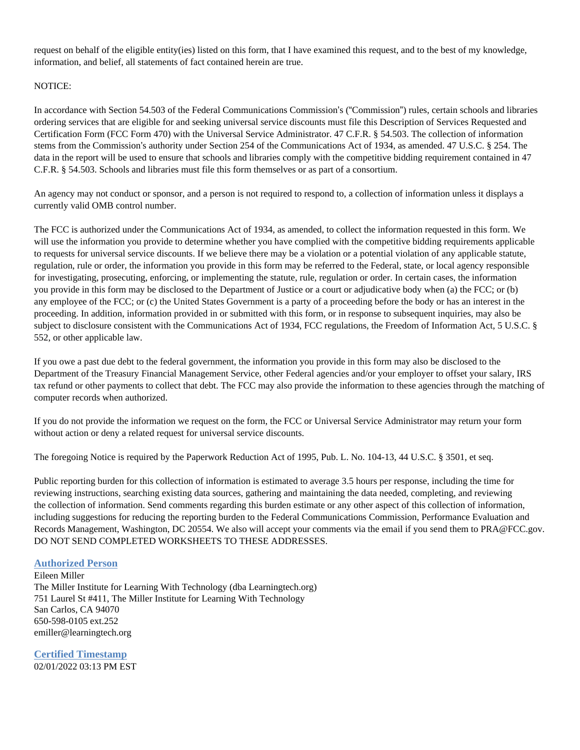request on behalf of the eligible entity(ies) listed on this form, that I have examined this request, and to the best of my knowledge, information, and belief, all statements of fact contained herein are true.

NOTICE:

In accordance with Section 54.503 of the Federal Communications Commission's ("Commission") rules, certain schools and libraries ordering services that are eligible for and seeking universal service discounts must file this Description of Services Requested and Certification Form (FCC Form 470) with the Universal Service Administrator. 47 C.F.R. § 54.503. The collection of information stems from the Commission's authority under Section 254 of the Communications Act of 1934, as amended. 47 U.S.C. § 254. The data in the report will be used to ensure that schools and libraries comply with the competitive bidding requirement contained in 47 C.F.R. § 54.503. Schools and libraries must file this form themselves or as part of a consortium.

An agency may not conduct or sponsor, and a person is not required to respond to, a collection of information unless it displays a currently valid OMB control number.

The FCC is authorized under the Communications Act of 1934, as amended, to collect the information requested in this form. We will use the information you provide to determine whether you have complied with the competitive bidding requirements applicable to requests for universal service discounts. If we believe there may be a violation or a potential violation of any applicable statute, regulation, rule or order, the information you provide in this form may be referred to the Federal, state, or local agency responsible for investigating, prosecuting, enforcing, or implementing the statute, rule, regulation or order. In certain cases, the information you provide in this form may be disclosed to the Department of Justice or a court or adjudicative body when (a) the FCC; or (b) any employee of the FCC; or (c) the United States Government is a party of a proceeding before the body or has an interest in the proceeding. In addition, information provided in or submitted with this form, or in response to subsequent inquiries, may also be subject to disclosure consistent with the Communications Act of 1934, FCC regulations, the Freedom of Information Act, 5 U.S.C. § 552, or other applicable law.

If you owe a past due debt to the federal government, the information you provide in this form may also be disclosed to the Department of the Treasury Financial Management Service, other Federal agencies and/or your employer to offset your salary, IRS tax refund or other payments to collect that debt. The FCC may also provide the information to these agencies through the matching of computer records when authorized.

If you do not provide the information we request on the form, the FCC or Universal Service Administrator may return your form without action or deny a related request for universal service discounts.

The foregoing Notice is required by the Paperwork Reduction Act of 1995, Pub. L. No. 104-13, 44 U.S.C. § 3501, et seq.

Public reporting burden for this collection of information is estimated to average 3.5 hours per response, including the time for reviewing instructions, searching existing data sources, gathering and maintaining the data needed, completing, and reviewing the collection of information. Send comments regarding this burden estimate or any other aspect of this collection of information, including suggestions for reducing the reporting burden to the Federal Communications Commission, Performance Evaluation and Records Management, Washington, DC 20554. We also will accept your comments via the email if you send them to PRA@FCC.gov. DO NOT SEND COMPLETED WORKSHEETS TO THESE ADDRESSES.

### Authorized Person

Eileen Miller
The Miller Institute for Learning With Technology (dba Learningtech.org)
751 Laurel St #411, The Miller Institute for Learning With Technology
San Carlos, CA 94070
650-598-0105 ext.252
emiller@learningtech.org

### Certified Timestamp

02/01/2022 03:13 PM EST